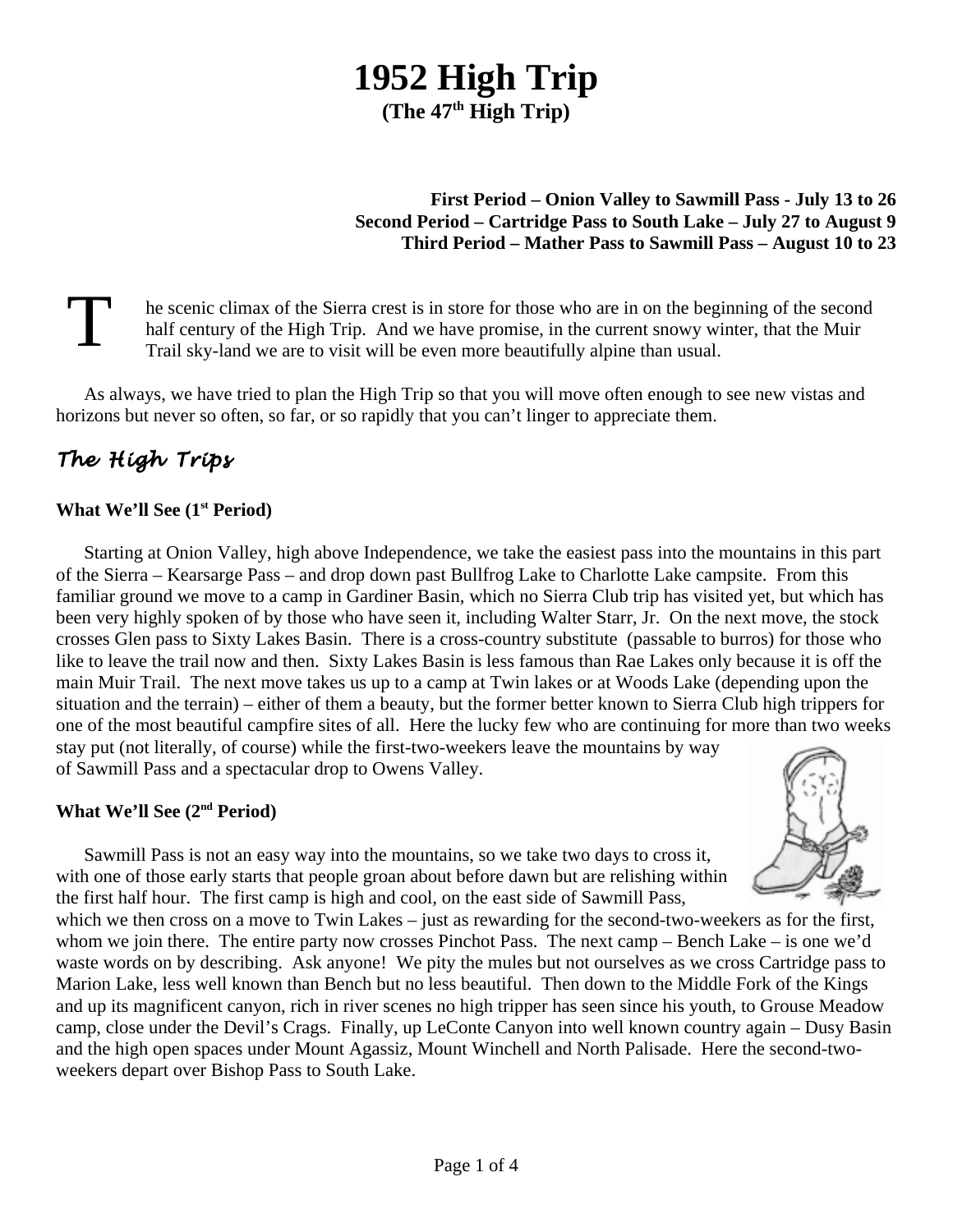# 1952 High Trip

**(The 47th High Trip)**

**First Period – Onion Valley to Sawmill Pass - July 13 to 26**
**Second Period – Cartridge Pass to South Lake – July 27 to August 9**
**Third Period – Mather Pass to Sawmill Pass – August 10 to 23**

The scenic climax of the Sierra crest is in store for those who are in on the beginning of the second half century of the High Trip. And we have promise, in the current snowy winter, that the Muir Trail sky-land we are to visit will be even more beautifully alpine than usual.

As always, we have tried to plan the High Trip so that you will move often enough to see new vistas and horizons but never so often, so far, or so rapidly that you can't linger to appreciate them.

## *The High Trips*

### What We'll See (1st Period)

Starting at Onion Valley, high above Independence, we take the easiest pass into the mountains in this part of the Sierra – Kearsarge Pass – and drop down past Bullfrog Lake to Charlotte Lake campsite. From this familiar ground we move to a camp in Gardiner Basin, which no Sierra Club trip has visited yet, but which has been very highly spoken of by those who have seen it, including Walter Starr, Jr. On the next move, the stock crosses Glen pass to Sixty Lakes Basin. There is a cross-country substitute (passable to burros) for those who like to leave the trail now and then. Sixty Lakes Basin is less famous than Rae Lakes only because it is off the main Muir Trail. The next move takes us up to a camp at Twin lakes or at Woods Lake (depending upon the situation and the terrain) – either of them a beauty, but the former better known to Sierra Club high trippers for one of the most beautiful campfire sites of all. Here the lucky few who are continuing for more than two weeks stay put (not literally, of course) while the first-two-weekers leave the mountains by way of Sawmill Pass and a spectacular drop to Owens Valley.

### What We'll See (2nd Period)

Sawmill Pass is not an easy way into the mountains, so we take two days to cross it, with one of those early starts that people groan about before dawn but are relishing within the first half hour. The first camp is high and cool, on the east side of Sawmill Pass, which we then cross on a move to Twin Lakes – just as rewarding for the second-two-weekers as for the first, whom we join there. The entire party now crosses Pinchot Pass. The next camp – Bench Lake – is one we'd waste words on by describing. Ask anyone! We pity the mules but not ourselves as we cross Cartridge pass to Marion Lake, less well known than Bench but no less beautiful. Then down to the Middle Fork of the Kings and up its magnificent canyon, rich in river scenes no high tripper has seen since his youth, to Grouse Meadow camp, close under the Devil's Crags. Finally, up LeConte Canyon into well known country again – Dusy Basin and the high open spaces under Mount Agassiz, Mount Winchell and North Palisade. Here the second-two-weekers depart over Bishop Pass to South Lake.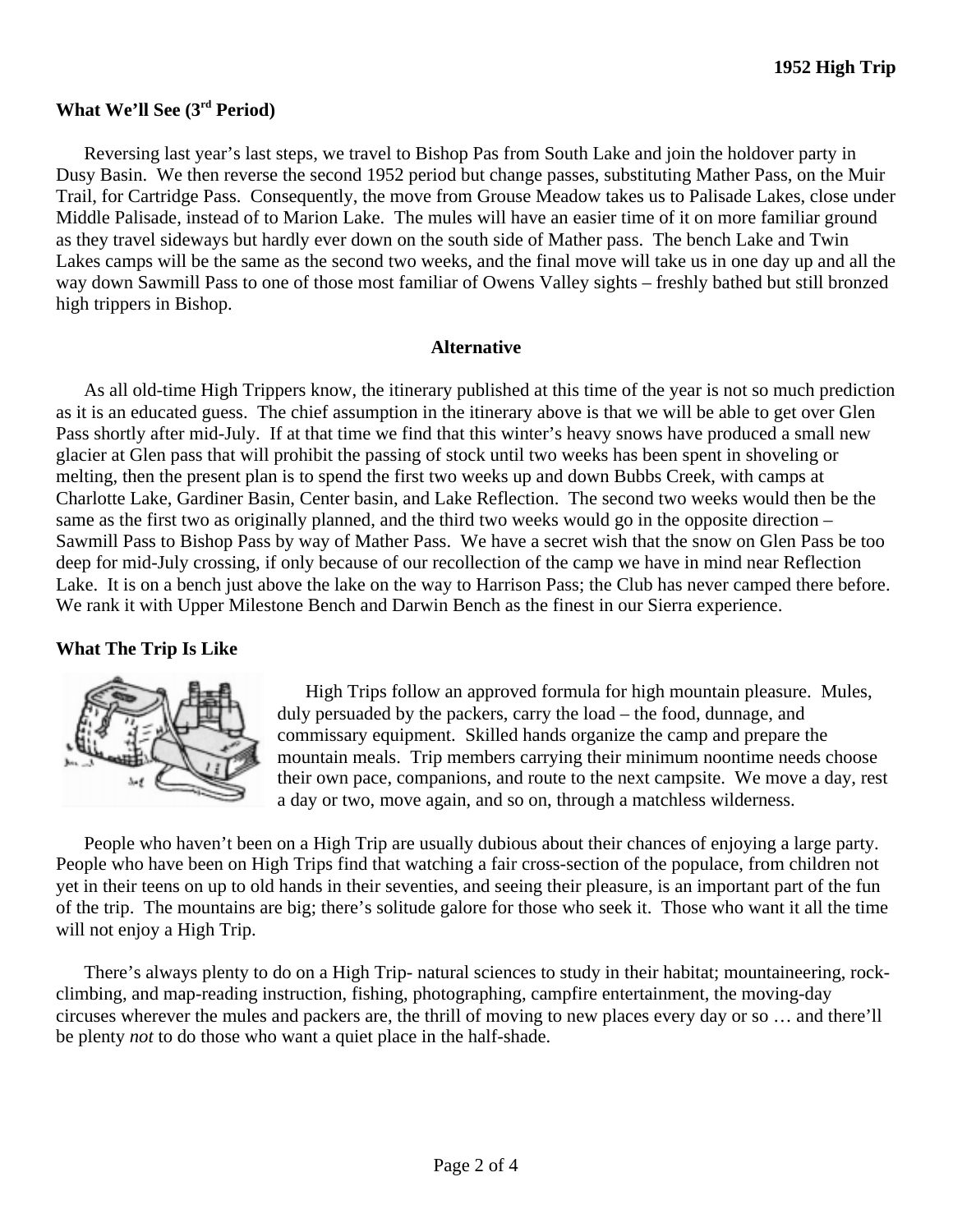## What We'll See (3rd Period)

Reversing last year's last steps, we travel to Bishop Pas from South Lake and join the holdover party in Dusy Basin. We then reverse the second 1952 period but change passes, substituting Mather Pass, on the Muir Trail, for Cartridge Pass. Consequently, the move from Grouse Meadow takes us to Palisade Lakes, close under Middle Palisade, instead of to Marion Lake. The mules will have an easier time of it on more familiar ground as they travel sideways but hardly ever down on the south side of Mather pass. The bench Lake and Twin Lakes camps will be the same as the second two weeks, and the final move will take us in one day up and all the way down Sawmill Pass to one of those most familiar of Owens Valley sights – freshly bathed but still bronzed high trippers in Bishop.

### Alternative

As all old-time High Trippers know, the itinerary published at this time of the year is not so much prediction as it is an educated guess. The chief assumption in the itinerary above is that we will be able to get over Glen Pass shortly after mid-July. If at that time we find that this winter's heavy snows have produced a small new glacier at Glen pass that will prohibit the passing of stock until two weeks has been spent in shoveling or melting, then the present plan is to spend the first two weeks up and down Bubbs Creek, with camps at Charlotte Lake, Gardiner Basin, Center basin, and Lake Reflection. The second two weeks would then be the same as the first two as originally planned, and the third two weeks would go in the opposite direction – Sawmill Pass to Bishop Pass by way of Mather Pass. We have a secret wish that the snow on Glen Pass be too deep for mid-July crossing, if only because of our recollection of the camp we have in mind near Reflection Lake. It is on a bench just above the lake on the way to Harrison Pass; the Club has never camped there before. We rank it with Upper Milestone Bench and Darwin Bench as the finest in our Sierra experience.

## What The Trip Is Like

High Trips follow an approved formula for high mountain pleasure. Mules, duly persuaded by the packers, carry the load – the food, dunnage, and commissary equipment. Skilled hands organize the camp and prepare the mountain meals. Trip members carrying their minimum noontime needs choose their own pace, companions, and route to the next campsite. We move a day, rest a day or two, move again, and so on, through a matchless wilderness.

People who haven't been on a High Trip are usually dubious about their chances of enjoying a large party. People who have been on High Trips find that watching a fair cross-section of the populace, from children not yet in their teens on up to old hands in their seventies, and seeing their pleasure, is an important part of the fun of the trip. The mountains are big; there's solitude galore for those who seek it. Those who want it all the time will not enjoy a High Trip.

There's always plenty to do on a High Trip- natural sciences to study in their habitat; mountaineering, rock-climbing, and map-reading instruction, fishing, photographing, campfire entertainment, the moving-day circuses wherever the mules and packers are, the thrill of moving to new places every day or so … and there'll be plenty *not* to do those who want a quiet place in the half-shade.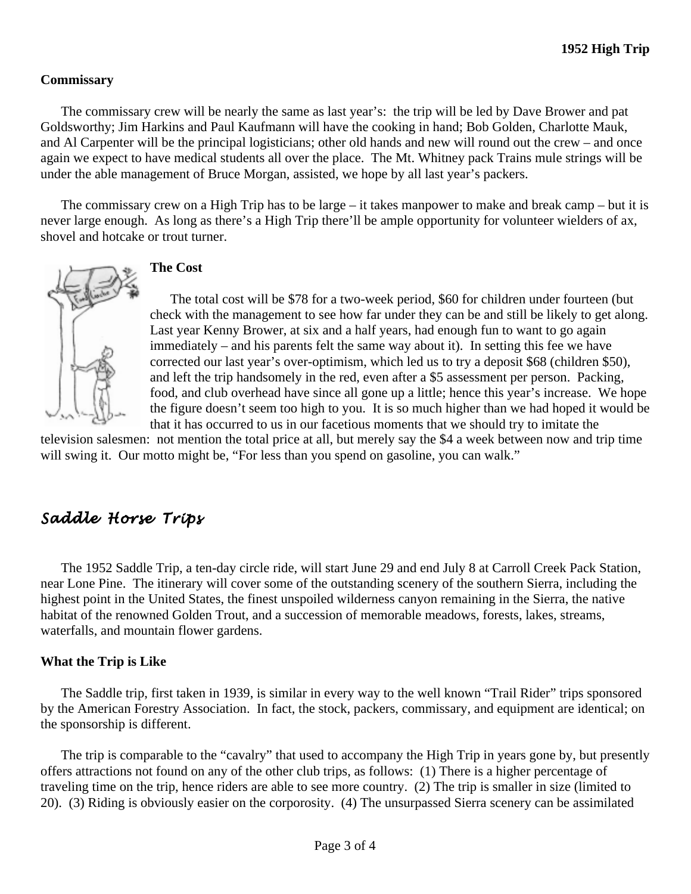### Commissary

The commissary crew will be nearly the same as last year's: the trip will be led by Dave Brower and pat Goldsworthy; Jim Harkins and Paul Kaufmann will have the cooking in hand; Bob Golden, Charlotte Mauk, and Al Carpenter will be the principal logisticians; other old hands and new will round out the crew – and once again we expect to have medical students all over the place. The Mt. Whitney pack Trains mule strings will be under the able management of Bruce Morgan, assisted, we hope by all last year's packers.

The commissary crew on a High Trip has to be large – it takes manpower to make and break camp – but it is never large enough. As long as there's a High Trip there'll be ample opportunity for volunteer wielders of ax, shovel and hotcake or trout turner.

### The Cost

The total cost will be $78 for a two-week period, $60 for children under fourteen (but check with the management to see how far under they can be and still be likely to get along. Last year Kenny Brower, at six and a half years, had enough fun to want to go again immediately – and his parents felt the same way about it). In setting this fee we have corrected our last year's over-optimism, which led us to try a deposit $68 (children $50), and left the trip handsomely in the red, even after a $5 assessment per person. Packing, food, and club overhead have since all gone up a little; hence this year's increase. We hope the figure doesn't seem too high to you. It is so much higher than we had hoped it would be that it has occurred to us in our facetious moments that we should try to imitate the television salesmen: not mention the total price at all, but merely say the $4 a week between now and trip time will swing it. Our motto might be, "For less than you spend on gasoline, you can walk."

## *Saddle Horse Trips*

The 1952 Saddle Trip, a ten-day circle ride, will start June 29 and end July 8 at Carroll Creek Pack Station, near Lone Pine. The itinerary will cover some of the outstanding scenery of the southern Sierra, including the highest point in the United States, the finest unspoiled wilderness canyon remaining in the Sierra, the native habitat of the renowned Golden Trout, and a succession of memorable meadows, forests, lakes, streams, waterfalls, and mountain flower gardens.

### What the Trip is Like

The Saddle trip, first taken in 1939, is similar in every way to the well known "Trail Rider" trips sponsored by the American Forestry Association. In fact, the stock, packers, commissary, and equipment are identical; on the sponsorship is different.

The trip is comparable to the "cavalry" that used to accompany the High Trip in years gone by, but presently offers attractions not found on any of the other club trips, as follows: (1) There is a higher percentage of traveling time on the trip, hence riders are able to see more country. (2) The trip is smaller in size (limited to 20). (3) Riding is obviously easier on the corporosity. (4) The unsurpassed Sierra scenery can be assimilated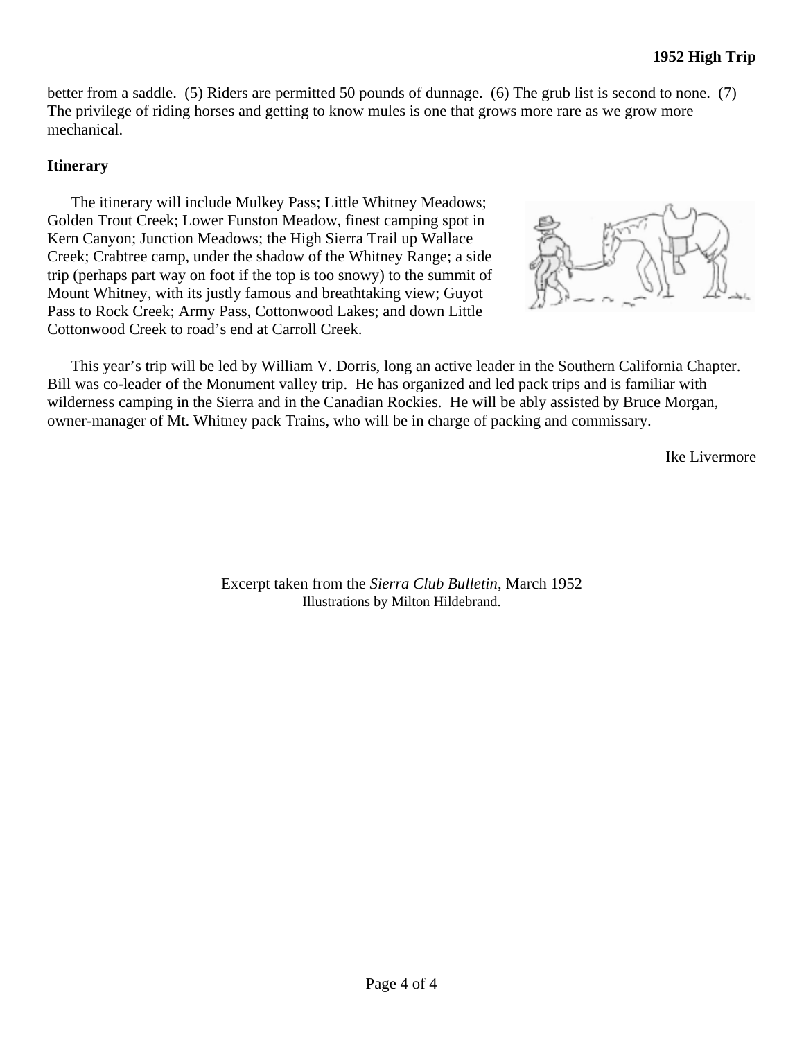better from a saddle. (5) Riders are permitted 50 pounds of dunnage. (6) The grub list is second to none. (7) The privilege of riding horses and getting to know mules is one that grows more rare as we grow more mechanical.

**Itinerary**

The itinerary will include Mulkey Pass; Little Whitney Meadows; Golden Trout Creek; Lower Funston Meadow, finest camping spot in Kern Canyon; Junction Meadows; the High Sierra Trail up Wallace Creek; Crabtree camp, under the shadow of the Whitney Range; a side trip (perhaps part way on foot if the top is too snowy) to the summit of Mount Whitney, with its justly famous and breathtaking view; Guyot Pass to Rock Creek; Army Pass, Cottonwood Lakes; and down Little Cottonwood Creek to road's end at Carroll Creek.

This year's trip will be led by William V. Dorris, long an active leader in the Southern California Chapter. Bill was co-leader of the Monument valley trip. He has organized and led pack trips and is familiar with wilderness camping in the Sierra and in the Canadian Rockies. He will be ably assisted by Bruce Morgan, owner-manager of Mt. Whitney pack Trains, who will be in charge of packing and commissary.

Ike Livermore

Excerpt taken from the *Sierra Club Bulletin*, March 1952

Illustrations by Milton Hildebrand.